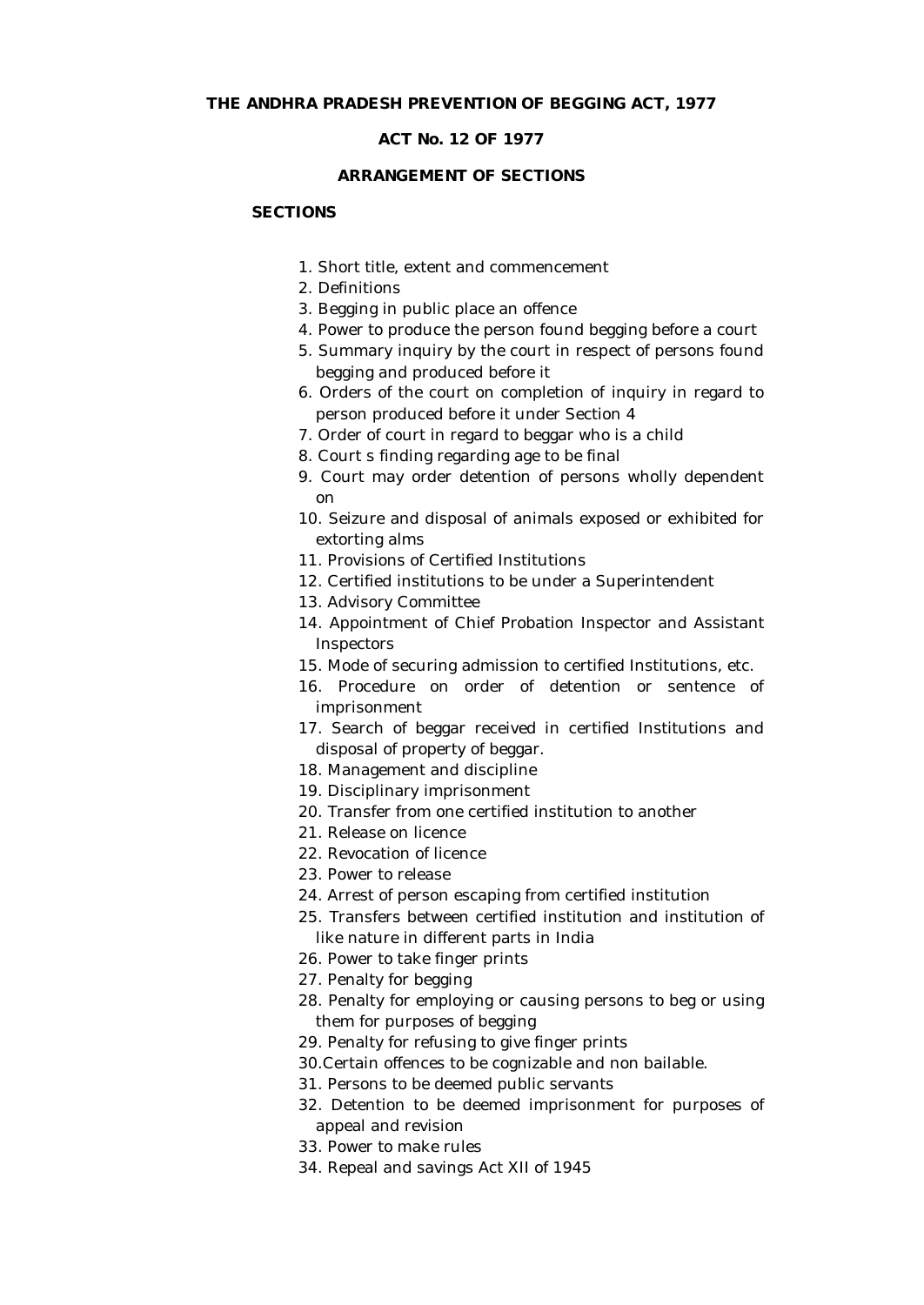# THE ANDHRA PRADESH PREVENTION OF BEGGING ACT, 1977

## ACT No. 12 OF 1977

### ARRANGEMENT OF SECTIONS

**SECTIONS**

1. Short title, extent and commencement
2. Definitions
3. Begging in public place an offence
4. Power to produce the person found begging before a court
5. Summary inquiry by the court in respect of persons found begging and produced before it
6. Orders of the court on completion of inquiry in regard to person produced before it under Section 4
7. Order of court in regard to beggar who is a child
8. Court s finding regarding age to be final
9. Court may order detention of persons wholly dependent on
10. Seizure and disposal of animals exposed or exhibited for extorting alms
11. Provisions of Certified Institutions
12. Certified institutions to be under a Superintendent
13. Advisory Committee
14. Appointment of Chief Probation Inspector and Assistant Inspectors
15. Mode of securing admission to certified Institutions, etc.
16. Procedure on order of detention or sentence of imprisonment
17. Search of beggar received in certified Institutions and disposal of property of beggar.
18. Management and discipline
19. Disciplinary imprisonment
20. Transfer from one certified institution to another
21. Release on licence
22. Revocation of licence
23. Power to release
24. Arrest of person escaping from certified institution
25. Transfers between certified institution and institution of like nature in different parts in India
26. Power to take finger prints
27. Penalty for begging
28. Penalty for employing or causing persons to beg or using them for purposes of begging
29. Penalty for refusing to give finger prints
30. Certain offences to be cognizable and non bailable.
31. Persons to be deemed public servants
32. Detention to be deemed imprisonment for purposes of appeal and revision
33. Power to make rules
34. Repeal and savings Act XII of 1945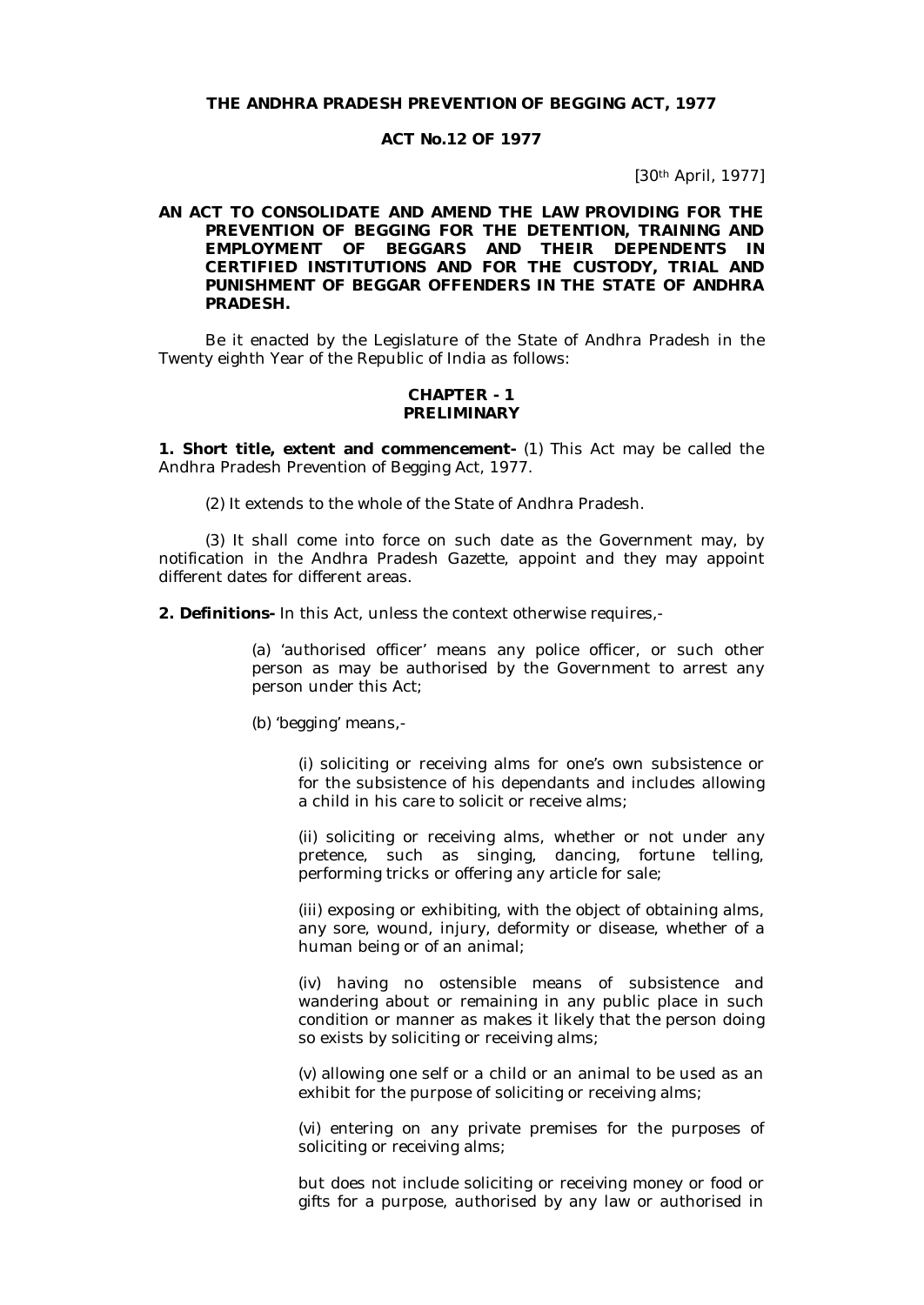**THE ANDHRA PRADESH PREVENTION OF BEGGING ACT, 1977**

**ACT No.12 OF 1977**

[30th April, 1977]

**AN ACT TO CONSOLIDATE AND AMEND THE LAW PROVIDING FOR THE PREVENTION OF BEGGING FOR THE DETENTION, TRAINING AND EMPLOYMENT OF BEGGARS AND THEIR DEPENDENTS IN CERTIFIED INSTITUTIONS AND FOR THE CUSTODY, TRIAL AND PUNISHMENT OF BEGGAR OFFENDERS IN THE STATE OF ANDHRA PRADESH.**

Be it enacted by the Legislature of the State of Andhra Pradesh in the Twenty eighth Year of the Republic of India as follows:

## CHAPTER - 1
## PRELIMINARY

**1. Short title, extent and commencement-** (1) This Act may be called the Andhra Pradesh Prevention of Begging Act, 1977.

(2) It extends to the whole of the State of Andhra Pradesh.

(3) It shall come into force on such date as the Government may, by notification in the Andhra Pradesh Gazette, appoint and they may appoint different dates for different areas.

**2. Definitions-** In this Act, unless the context otherwise requires,-

(a) 'authorised officer' means any police officer, or such other person as may be authorised by the Government to arrest any person under this Act;

(b) 'begging' means,-

(i) soliciting or receiving alms for one's own subsistence or for the subsistence of his dependants and includes allowing a child in his care to solicit or receive alms;

(ii) soliciting or receiving alms, whether or not under any pretence, such as singing, dancing, fortune telling, performing tricks or offering any article for sale;

(iii) exposing or exhibiting, with the object of obtaining alms, any sore, wound, injury, deformity or disease, whether of a human being or of an animal;

(iv) having no ostensible means of subsistence and wandering about or remaining in any public place in such condition or manner as makes it likely that the person doing so exists by soliciting or receiving alms;

(v) allowing one self or a child or an animal to be used as an exhibit for the purpose of soliciting or receiving alms;

(vi) entering on any private premises for the purposes of soliciting or receiving alms;

but does not include soliciting or receiving money or food or gifts for a purpose, authorised by any law or authorised in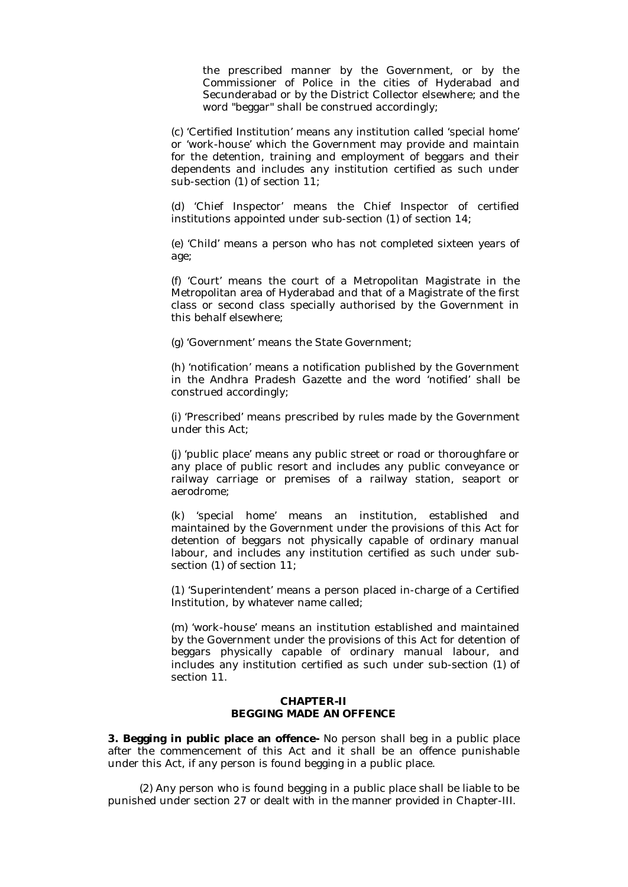the prescribed manner by the Government, or by the Commissioner of Police in the cities of Hyderabad and Secunderabad or by the District Collector elsewhere; and the word "beggar" shall be construed accordingly;

(c) 'Certified Institution' means any institution called 'special home' or 'work-house' which the Government may provide and maintain for the detention, training and employment of beggars and their dependents and includes any institution certified as such under sub-section (1) of section 11;

(d) 'Chief Inspector' means the Chief Inspector of certified institutions appointed under sub-section (1) of section 14;

(e) 'Child' means a person who has not completed sixteen years of age;

(f) 'Court' means the court of a Metropolitan Magistrate in the Metropolitan area of Hyderabad and that of a Magistrate of the first class or second class specially authorised by the Government in this behalf elsewhere;

(g) 'Government' means the State Government;

(h) 'notification' means a notification published by the Government in the Andhra Pradesh Gazette and the word 'notified' shall be construed accordingly;

(i) 'Prescribed' means prescribed by rules made by the Government under this Act;

(j) 'public place' means any public street or road or thoroughfare or any place of public resort and includes any public conveyance or railway carriage or premises of a railway station, seaport or aerodrome;

(k) 'special home' means an institution, established and maintained by the Government under the provisions of this Act for detention of beggars not physically capable of ordinary manual labour, and includes any institution certified as such under sub-section (1) of section 11;

(1) 'Superintendent' means a person placed in-charge of a Certified Institution, by whatever name called;

(m) 'work-house' means an institution established and maintained by the Government under the provisions of this Act for detention of beggars physically capable of ordinary manual labour, and includes any institution certified as such under sub-section (1) of section 11.

## CHAPTER-II
## BEGGING MADE AN OFFENCE

**3. Begging in public place an offence-** No person shall beg in a public place after the commencement of this Act and it shall be an offence punishable under this Act, if any person is found begging in a public place.

(2) Any person who is found begging in a public place shall be liable to be punished under section 27 or dealt with in the manner provided in Chapter-III.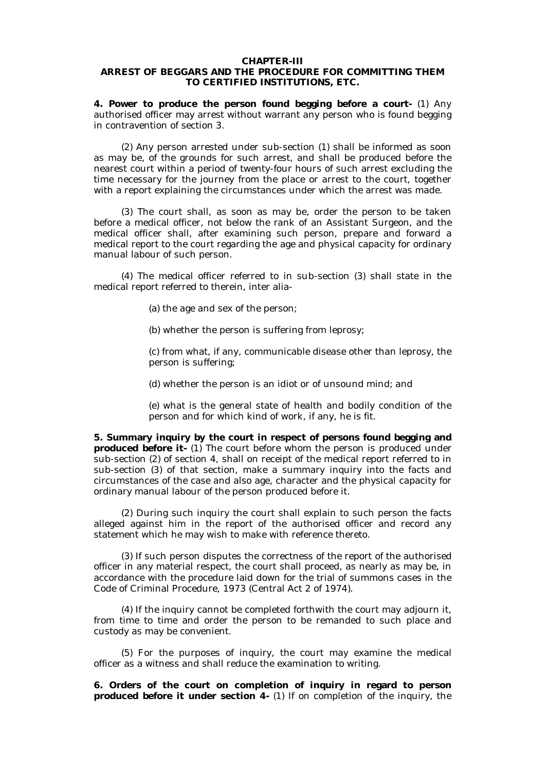## CHAPTER-III
## ARREST OF BEGGARS AND THE PROCEDURE FOR COMMITTING THEM TO CERTIFIED INSTITUTIONS, ETC.

**4. Power to produce the person found begging before a court-** (1) Any authorised officer may arrest without warrant any person who is found begging in contravention of section 3.

(2) Any person arrested under sub-section (1) shall be informed as soon as may be, of the grounds for such arrest, and shall be produced before the nearest court within a period of twenty-four hours of such arrest excluding the time necessary for the journey from the place or arrest to the court, together with a report explaining the circumstances under which the arrest was made.

(3) The court shall, as soon as may be, order the person to be taken before a medical officer, not below the rank of an Assistant Surgeon, and the medical officer shall, after examining such person, prepare and forward a medical report to the court regarding the age and physical capacity for ordinary manual labour of such person.

(4) The medical officer referred to in sub-section (3) shall state in the medical report referred to therein, inter alia-

(a) the age and sex of the person;

(b) whether the person is suffering from leprosy;

(c) from what, if any, communicable disease other than leprosy, the person is suffering;

(d) whether the person is an idiot or of unsound mind; and

(e) what is the general state of health and bodily condition of the person and for which kind of work, if any, he is fit.

**5. Summary inquiry by the court in respect of persons found begging and produced before it-** (1) The court before whom the person is produced under sub-section (2) of section 4, shall on receipt of the medical report referred to in sub-section (3) of that section, make a summary inquiry into the facts and circumstances of the case and also age, character and the physical capacity for ordinary manual labour of the person produced before it.

(2) During such inquiry the court shall explain to such person the facts alleged against him in the report of the authorised officer and record any statement which he may wish to make with reference thereto.

(3) If such person disputes the correctness of the report of the authorised officer in any material respect, the court shall proceed, as nearly as may be, in accordance with the procedure laid down for the trial of summons cases in the Code of Criminal Procedure, 1973 (Central Act 2 of 1974).

(4) If the inquiry cannot be completed forthwith the court may adjourn it, from time to time and order the person to be remanded to such place and custody as may be convenient.

(5) For the purposes of inquiry, the court may examine the medical officer as a witness and shall reduce the examination to writing.

**6. Orders of the court on completion of inquiry in regard to person produced before it under section 4-** (1) If on completion of the inquiry, the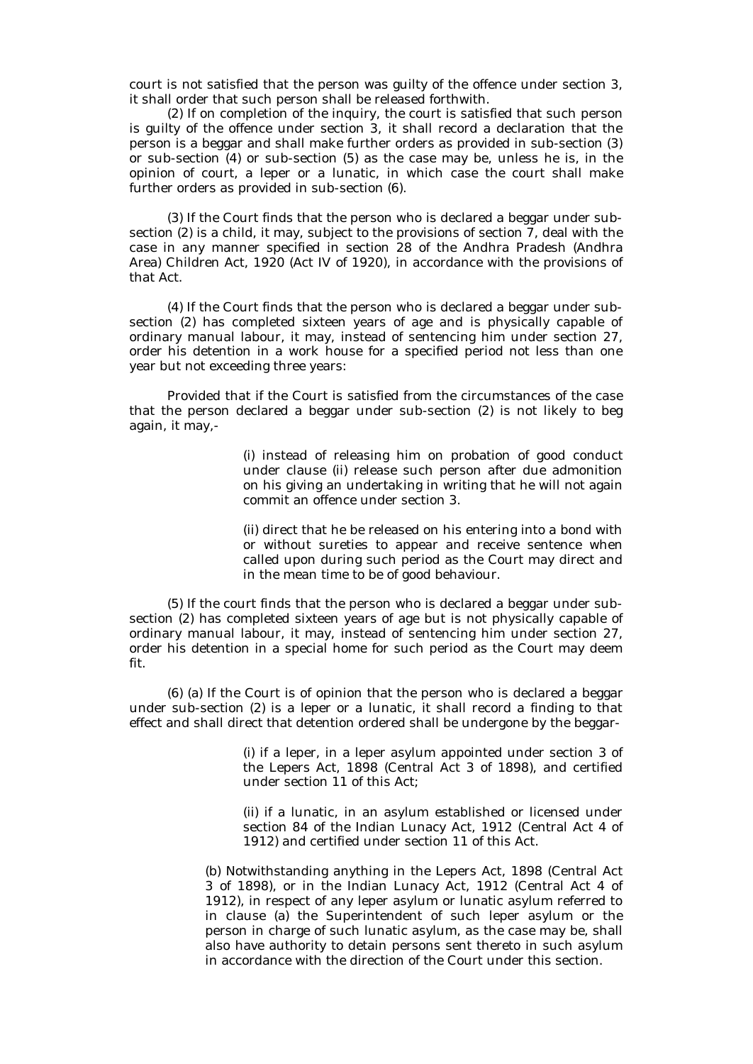court is not satisfied that the person was guilty of the offence under section 3, it shall order that such person shall be released forthwith.

(2) If on completion of the inquiry, the court is satisfied that such person is guilty of the offence under section 3, it shall record a declaration that the person is a beggar and shall make further orders as provided in sub-section (3) or sub-section (4) or sub-section (5) as the case may be, unless he is, in the opinion of court, a leper or a lunatic, in which case the court shall make further orders as provided in sub-section (6).

(3) If the Court finds that the person who is declared a beggar under sub-section (2) is a child, it may, subject to the provisions of section 7, deal with the case in any manner specified in section 28 of the Andhra Pradesh (Andhra Area) Children Act, 1920 (Act IV of 1920), in accordance with the provisions of that Act.

(4) If the Court finds that the person who is declared a beggar under sub-section (2) has completed sixteen years of age and is physically capable of ordinary manual labour, it may, instead of sentencing him under section 27, order his detention in a work house for a specified period not less than one year but not exceeding three years:

Provided that if the Court is satisfied from the circumstances of the case that the person declared a beggar under sub-section (2) is not likely to beg again, it may,-

> (i) instead of releasing him on probation of good conduct under clause (ii) release such person after due admonition on his giving an undertaking in writing that he will not again commit an offence under section 3.
>
> (ii) direct that he be released on his entering into a bond with or without sureties to appear and receive sentence when called upon during such period as the Court may direct and in the mean time to be of good behaviour.

(5) If the court finds that the person who is declared a beggar under sub-section (2) has completed sixteen years of age but is not physically capable of ordinary manual labour, it may, instead of sentencing him under section 27, order his detention in a special home for such period as the Court may deem fit.

(6) (a) If the Court is of opinion that the person who is declared a beggar under sub-section (2) is a leper or a lunatic, it shall record a finding to that effect and shall direct that detention ordered shall be undergone by the beggar-

> (i) if a leper, in a leper asylum appointed under section 3 of the Lepers Act, 1898 (Central Act 3 of 1898), and certified under section 11 of this Act;
>
> (ii) if a lunatic, in an asylum established or licensed under section 84 of the Indian Lunacy Act, 1912 (Central Act 4 of 1912) and certified under section 11 of this Act.

(b) Notwithstanding anything in the Lepers Act, 1898 (Central Act 3 of 1898), or in the Indian Lunacy Act, 1912 (Central Act 4 of 1912), in respect of any leper asylum or lunatic asylum referred to in clause (a) the Superintendent of such leper asylum or the person in charge of such lunatic asylum, as the case may be, shall also have authority to detain persons sent thereto in such asylum in accordance with the direction of the Court under this section.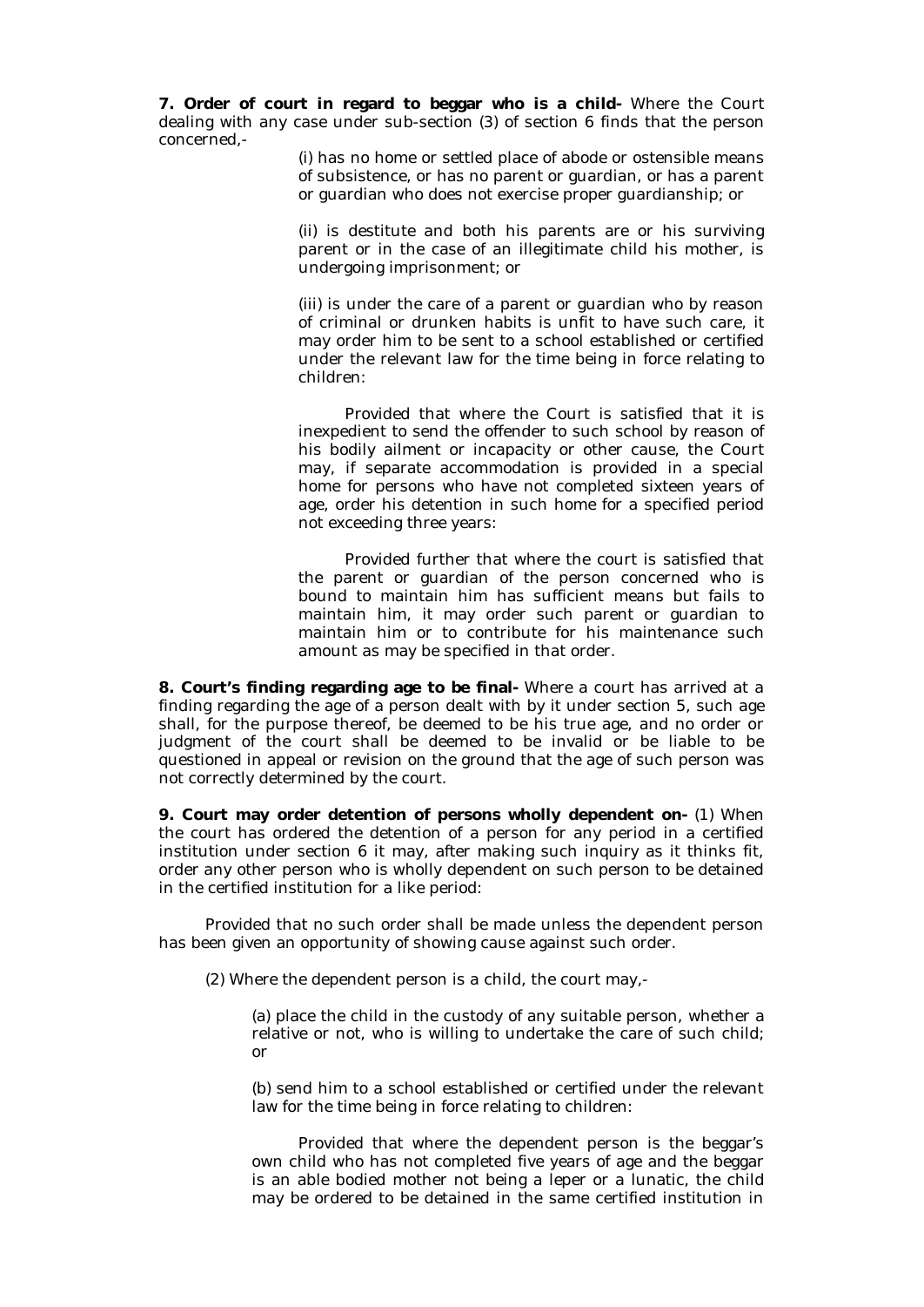**7. Order of court in regard to beggar who is a child-** Where the Court dealing with any case under sub-section (3) of section 6 finds that the person concerned,-

(i) has no home or settled place of abode or ostensible means of subsistence, or has no parent or guardian, or has a parent or guardian who does not exercise proper guardianship; or

(ii) is destitute and both his parents are or his surviving parent or in the case of an illegitimate child his mother, is undergoing imprisonment; or

(iii) is under the care of a parent or guardian who by reason of criminal or drunken habits is unfit to have such care, it may order him to be sent to a school established or certified under the relevant law for the time being in force relating to children:

Provided that where the Court is satisfied that it is inexpedient to send the offender to such school by reason of his bodily ailment or incapacity or other cause, the Court may, if separate accommodation is provided in a special home for persons who have not completed sixteen years of age, order his detention in such home for a specified period not exceeding three years:

Provided further that where the court is satisfied that the parent or guardian of the person concerned who is bound to maintain him has sufficient means but fails to maintain him, it may order such parent or guardian to maintain him or to contribute for his maintenance such amount as may be specified in that order.

**8. Court's finding regarding age to be final-** Where a court has arrived at a finding regarding the age of a person dealt with by it under section 5, such age shall, for the purpose thereof, be deemed to be his true age, and no order or judgment of the court shall be deemed to be invalid or be liable to be questioned in appeal or revision on the ground that the age of such person was not correctly determined by the court.

**9. Court may order detention of persons wholly dependent on-** (1) When the court has ordered the detention of a person for any period in a certified institution under section 6 it may, after making such inquiry as it thinks fit, order any other person who is wholly dependent on such person to be detained in the certified institution for a like period:

Provided that no such order shall be made unless the dependent person has been given an opportunity of showing cause against such order.

(2) Where the dependent person is a child, the court may,-

(a) place the child in the custody of any suitable person, whether a relative or not, who is willing to undertake the care of such child; or

(b) send him to a school established or certified under the relevant law for the time being in force relating to children:

Provided that where the dependent person is the beggar's own child who has not completed five years of age and the beggar is an able bodied mother not being a leper or a lunatic, the child may be ordered to be detained in the same certified institution in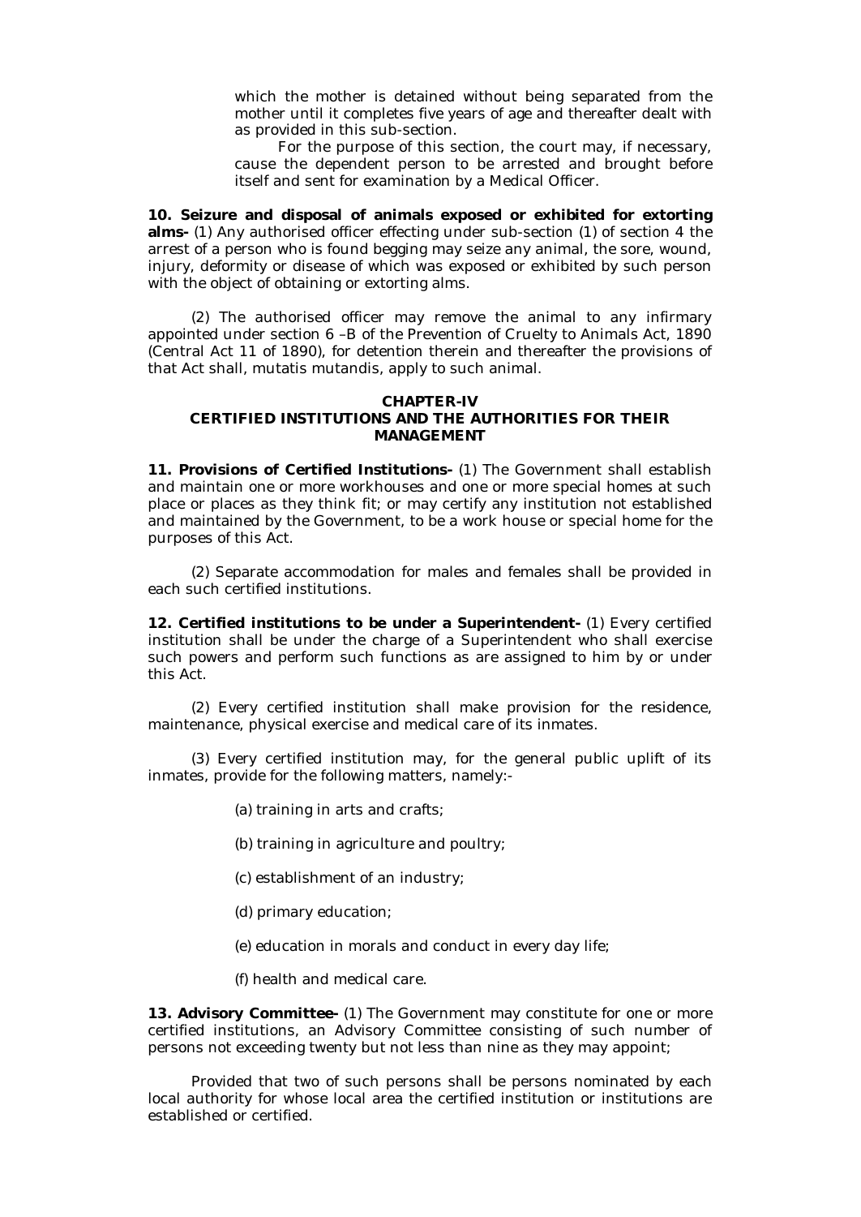which the mother is detained without being separated from the mother until it completes five years of age and thereafter dealt with as provided in this sub-section.

For the purpose of this section, the court may, if necessary, cause the dependent person to be arrested and brought before itself and sent for examination by a Medical Officer.

**10. Seizure and disposal of animals exposed or exhibited for extorting alms-** (1) Any authorised officer effecting under sub-section (1) of section 4 the arrest of a person who is found begging may seize any animal, the sore, wound, injury, deformity or disease of which was exposed or exhibited by such person with the object of obtaining or extorting alms.

(2) The authorised officer may remove the animal to any infirmary appointed under section 6 –B of the Prevention of Cruelty to Animals Act, 1890 (Central Act 11 of 1890), for detention therein and thereafter the provisions of that Act shall, mutatis mutandis, apply to such animal.

## CHAPTER-IV
## CERTIFIED INSTITUTIONS AND THE AUTHORITIES FOR THEIR MANAGEMENT

**11. Provisions of Certified Institutions-** (1) The Government shall establish and maintain one or more workhouses and one or more special homes at such place or places as they think fit; or may certify any institution not established and maintained by the Government, to be a work house or special home for the purposes of this Act.

(2) Separate accommodation for males and females shall be provided in each such certified institutions.

**12. Certified institutions to be under a Superintendent-** (1) Every certified institution shall be under the charge of a Superintendent who shall exercise such powers and perform such functions as are assigned to him by or under this Act.

(2) Every certified institution shall make provision for the residence, maintenance, physical exercise and medical care of its inmates.

(3) Every certified institution may, for the general public uplift of its inmates, provide for the following matters, namely:-

(a) training in arts and crafts;

(b) training in agriculture and poultry;

(c) establishment of an industry;

(d) primary education;

(e) education in morals and conduct in every day life;

(f) health and medical care.

**13. Advisory Committee-** (1) The Government may constitute for one or more certified institutions, an Advisory Committee consisting of such number of persons not exceeding twenty but not less than nine as they may appoint;

Provided that two of such persons shall be persons nominated by each local authority for whose local area the certified institution or institutions are established or certified.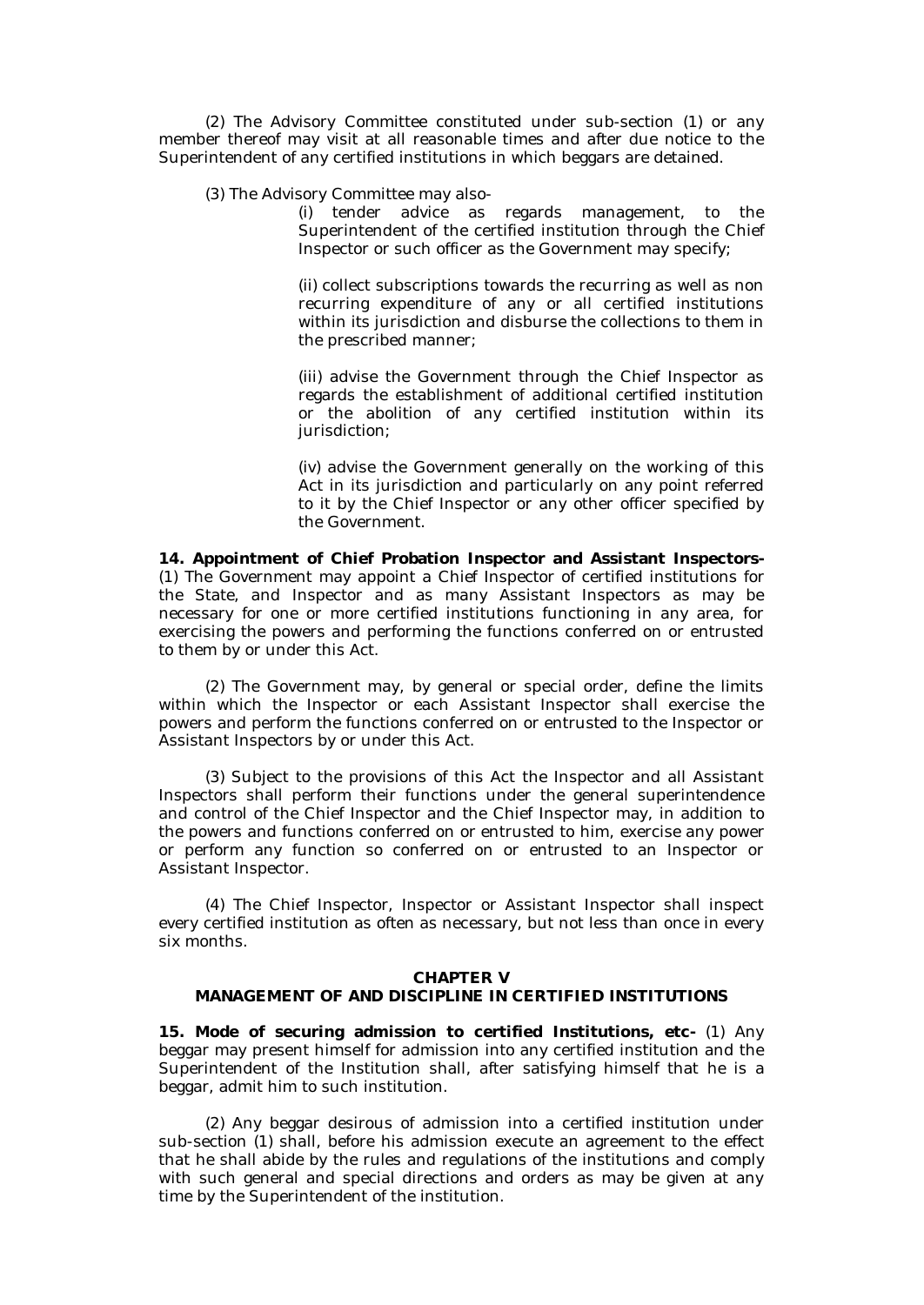(2) The Advisory Committee constituted under sub-section (1) or any member thereof may visit at all reasonable times and after due notice to the Superintendent of any certified institutions in which beggars are detained.

(3) The Advisory Committee may also-

(i) tender advice as regards management, to the Superintendent of the certified institution through the Chief Inspector or such officer as the Government may specify;

(ii) collect subscriptions towards the recurring as well as non recurring expenditure of any or all certified institutions within its jurisdiction and disburse the collections to them in the prescribed manner;

(iii) advise the Government through the Chief Inspector as regards the establishment of additional certified institution or the abolition of any certified institution within its jurisdiction;

(iv) advise the Government generally on the working of this Act in its jurisdiction and particularly on any point referred to it by the Chief Inspector or any other officer specified by the Government.

**14. Appointment of Chief Probation Inspector and Assistant Inspectors-** (1) The Government may appoint a Chief Inspector of certified institutions for the State, and Inspector and as many Assistant Inspectors as may be necessary for one or more certified institutions functioning in any area, for exercising the powers and performing the functions conferred on or entrusted to them by or under this Act.

(2) The Government may, by general or special order, define the limits within which the Inspector or each Assistant Inspector shall exercise the powers and perform the functions conferred on or entrusted to the Inspector or Assistant Inspectors by or under this Act.

(3) Subject to the provisions of this Act the Inspector and all Assistant Inspectors shall perform their functions under the general superintendence and control of the Chief Inspector and the Chief Inspector may, in addition to the powers and functions conferred on or entrusted to him, exercise any power or perform any function so conferred on or entrusted to an Inspector or Assistant Inspector.

(4) The Chief Inspector, Inspector or Assistant Inspector shall inspect every certified institution as often as necessary, but not less than once in every six months.

## CHAPTER V
## MANAGEMENT OF AND DISCIPLINE IN CERTIFIED INSTITUTIONS

**15. Mode of securing admission to certified Institutions, etc-** (1) Any beggar may present himself for admission into any certified institution and the Superintendent of the Institution shall, after satisfying himself that he is a beggar, admit him to such institution.

(2) Any beggar desirous of admission into a certified institution under sub-section (1) shall, before his admission execute an agreement to the effect that he shall abide by the rules and regulations of the institutions and comply with such general and special directions and orders as may be given at any time by the Superintendent of the institution.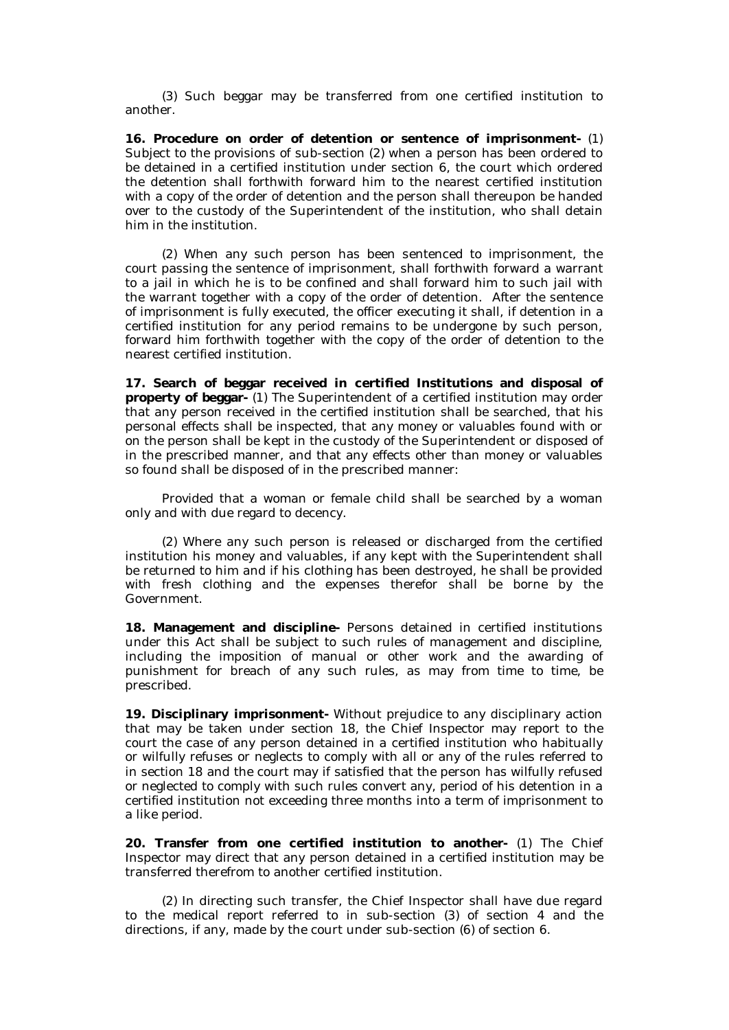(3) Such beggar may be transferred from one certified institution to another.

**16. Procedure on order of detention or sentence of imprisonment-** (1) Subject to the provisions of sub-section (2) when a person has been ordered to be detained in a certified institution under section 6, the court which ordered the detention shall forthwith forward him to the nearest certified institution with a copy of the order of detention and the person shall thereupon be handed over to the custody of the Superintendent of the institution, who shall detain him in the institution.

(2) When any such person has been sentenced to imprisonment, the court passing the sentence of imprisonment, shall forthwith forward a warrant to a jail in which he is to be confined and shall forward him to such jail with the warrant together with a copy of the order of detention. After the sentence of imprisonment is fully executed, the officer executing it shall, if detention in a certified institution for any period remains to be undergone by such person, forward him forthwith together with the copy of the order of detention to the nearest certified institution.

**17. Search of beggar received in certified Institutions and disposal of property of beggar-** (1) The Superintendent of a certified institution may order that any person received in the certified institution shall be searched, that his personal effects shall be inspected, that any money or valuables found with or on the person shall be kept in the custody of the Superintendent or disposed of in the prescribed manner, and that any effects other than money or valuables so found shall be disposed of in the prescribed manner:

Provided that a woman or female child shall be searched by a woman only and with due regard to decency.

(2) Where any such person is released or discharged from the certified institution his money and valuables, if any kept with the Superintendent shall be returned to him and if his clothing has been destroyed, he shall be provided with fresh clothing and the expenses therefor shall be borne by the Government.

**18. Management and discipline-** Persons detained in certified institutions under this Act shall be subject to such rules of management and discipline, including the imposition of manual or other work and the awarding of punishment for breach of any such rules, as may from time to time, be prescribed.

**19. Disciplinary imprisonment-** Without prejudice to any disciplinary action that may be taken under section 18, the Chief Inspector may report to the court the case of any person detained in a certified institution who habitually or wilfully refuses or neglects to comply with all or any of the rules referred to in section 18 and the court may if satisfied that the person has wilfully refused or neglected to comply with such rules convert any, period of his detention in a certified institution not exceeding three months into a term of imprisonment to a like period.

**20. Transfer from one certified institution to another-** (1) The Chief Inspector may direct that any person detained in a certified institution may be transferred therefrom to another certified institution.

(2) In directing such transfer, the Chief Inspector shall have due regard to the medical report referred to in sub-section (3) of section 4 and the directions, if any, made by the court under sub-section (6) of section 6.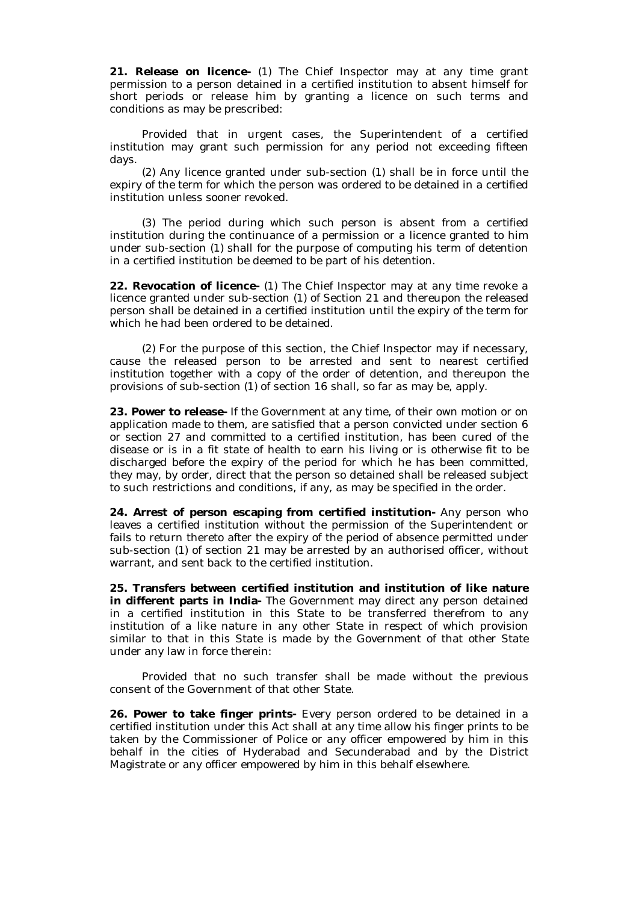**21. Release on licence-** (1) The Chief Inspector may at any time grant permission to a person detained in a certified institution to absent himself for short periods or release him by granting a licence on such terms and conditions as may be prescribed:

Provided that in urgent cases, the Superintendent of a certified institution may grant such permission for any period not exceeding fifteen days.

(2) Any licence granted under sub-section (1) shall be in force until the expiry of the term for which the person was ordered to be detained in a certified institution unless sooner revoked.

(3) The period during which such person is absent from a certified institution during the continuance of a permission or a licence granted to him under sub-section (1) shall for the purpose of computing his term of detention in a certified institution be deemed to be part of his detention.

**22. Revocation of licence-** (1) The Chief Inspector may at any time revoke a licence granted under sub-section (1) of Section 21 and thereupon the released person shall be detained in a certified institution until the expiry of the term for which he had been ordered to be detained.

(2) For the purpose of this section, the Chief Inspector may if necessary, cause the released person to be arrested and sent to nearest certified institution together with a copy of the order of detention, and thereupon the provisions of sub-section (1) of section 16 shall, so far as may be, apply.

**23. Power to release-** If the Government at any time, of their own motion or on application made to them, are satisfied that a person convicted under section 6 or section 27 and committed to a certified institution, has been cured of the disease or is in a fit state of health to earn his living or is otherwise fit to be discharged before the expiry of the period for which he has been committed, they may, by order, direct that the person so detained shall be released subject to such restrictions and conditions, if any, as may be specified in the order.

**24. Arrest of person escaping from certified institution-** Any person who leaves a certified institution without the permission of the Superintendent or fails to return thereto after the expiry of the period of absence permitted under sub-section (1) of section 21 may be arrested by an authorised officer, without warrant, and sent back to the certified institution.

**25. Transfers between certified institution and institution of like nature in different parts in India-** The Government may direct any person detained in a certified institution in this State to be transferred therefrom to any institution of a like nature in any other State in respect of which provision similar to that in this State is made by the Government of that other State under any law in force therein:

Provided that no such transfer shall be made without the previous consent of the Government of that other State.

**26. Power to take finger prints-** Every person ordered to be detained in a certified institution under this Act shall at any time allow his finger prints to be taken by the Commissioner of Police or any officer empowered by him in this behalf in the cities of Hyderabad and Secunderabad and by the District Magistrate or any officer empowered by him in this behalf elsewhere.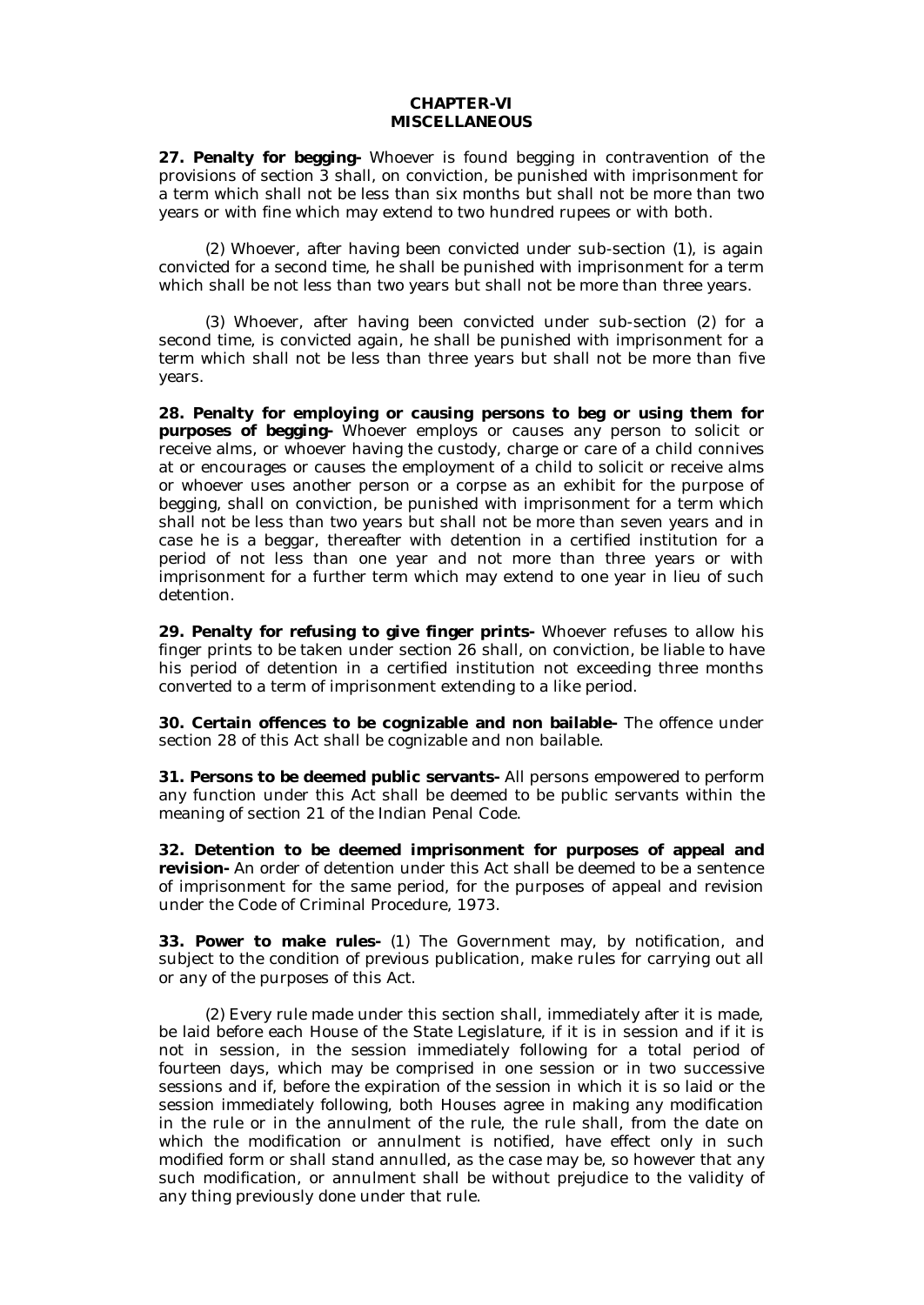## CHAPTER-VI
## MISCELLANEOUS

**27. Penalty for begging-** Whoever is found begging in contravention of the provisions of section 3 shall, on conviction, be punished with imprisonment for a term which shall not be less than six months but shall not be more than two years or with fine which may extend to two hundred rupees or with both.

(2) Whoever, after having been convicted under sub-section (1), is again convicted for a second time, he shall be punished with imprisonment for a term which shall be not less than two years but shall not be more than three years.

(3) Whoever, after having been convicted under sub-section (2) for a second time, is convicted again, he shall be punished with imprisonment for a term which shall not be less than three years but shall not be more than five years.

**28. Penalty for employing or causing persons to beg or using them for purposes of begging-** Whoever employs or causes any person to solicit or receive alms, or whoever having the custody, charge or care of a child connives at or encourages or causes the employment of a child to solicit or receive alms or whoever uses another person or a corpse as an exhibit for the purpose of begging, shall on conviction, be punished with imprisonment for a term which shall not be less than two years but shall not be more than seven years and in case he is a beggar, thereafter with detention in a certified institution for a period of not less than one year and not more than three years or with imprisonment for a further term which may extend to one year in lieu of such detention.

**29. Penalty for refusing to give finger prints-** Whoever refuses to allow his finger prints to be taken under section 26 shall, on conviction, be liable to have his period of detention in a certified institution not exceeding three months converted to a term of imprisonment extending to a like period.

**30. Certain offences to be cognizable and non bailable-** The offence under section 28 of this Act shall be cognizable and non bailable.

**31. Persons to be deemed public servants-** All persons empowered to perform any function under this Act shall be deemed to be public servants within the meaning of section 21 of the Indian Penal Code.

**32. Detention to be deemed imprisonment for purposes of appeal and revision-** An order of detention under this Act shall be deemed to be a sentence of imprisonment for the same period, for the purposes of appeal and revision under the Code of Criminal Procedure, 1973.

**33. Power to make rules-** (1) The Government may, by notification, and subject to the condition of previous publication, make rules for carrying out all or any of the purposes of this Act.

(2) Every rule made under this section shall, immediately after it is made, be laid before each House of the State Legislature, if it is in session and if it is not in session, in the session immediately following for a total period of fourteen days, which may be comprised in one session or in two successive sessions and if, before the expiration of the session in which it is so laid or the session immediately following, both Houses agree in making any modification in the rule or in the annulment of the rule, the rule shall, from the date on which the modification or annulment is notified, have effect only in such modified form or shall stand annulled, as the case may be, so however that any such modification, or annulment shall be without prejudice to the validity of any thing previously done under that rule.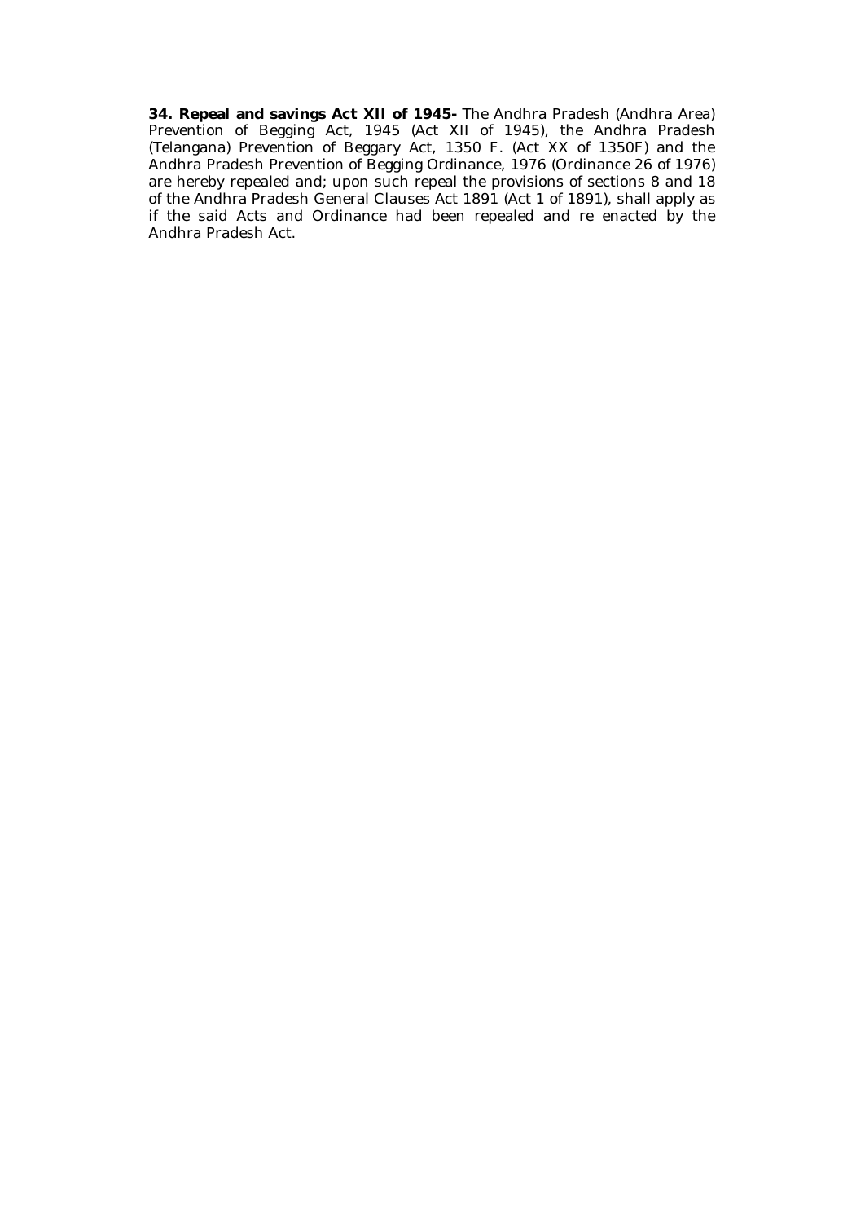**34. Repeal and savings Act XII of 1945-** The Andhra Pradesh (Andhra Area) Prevention of Begging Act, 1945 (Act XII of 1945), the Andhra Pradesh (Telangana) Prevention of Beggary Act, 1350 F. (Act XX of 1350F) and the Andhra Pradesh Prevention of Begging Ordinance, 1976 (Ordinance 26 of 1976) are hereby repealed and; upon such repeal the provisions of sections 8 and 18 of the Andhra Pradesh General Clauses Act 1891 (Act 1 of 1891), shall apply as if the said Acts and Ordinance had been repealed and re enacted by the Andhra Pradesh Act.